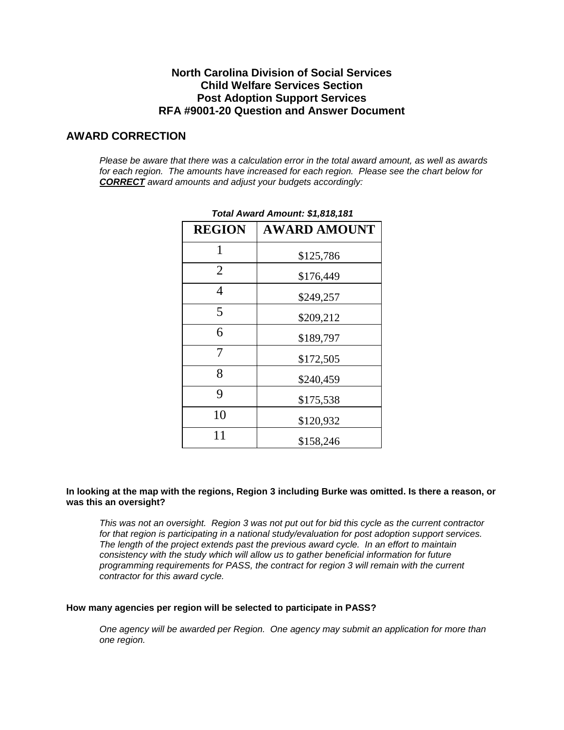**North Carolina Division of Social Services**
**Child Welfare Services Section**
**Post Adoption Support Services**
**RFA #9001-20 Question and Answer Document**

## AWARD CORRECTION

*Please be aware that there was a calculation error in the total award amount, as well as awards for each region. The amounts have increased for each region. Please see the chart below for* ***CORRECT*** *award amounts and adjust your budgets accordingly:*

***Total Award Amount: $1,818,181***

| REGION | AWARD AMOUNT |
|---|---|
| 1 | $125,786 |
| 2 | $176,449 |
| 4 | $249,257 |
| 5 | $209,212 |
| 6 | $189,797 |
| 7 | $172,505 |
| 8 | $240,459 |
| 9 | $175,538 |
| 10 | $120,932 |
| 11 | $158,246 |

**In looking at the map with the regions, Region 3 including Burke was omitted. Is there a reason, or was this an oversight?**

*This was not an oversight. Region 3 was not put out for bid this cycle as the current contractor for that region is participating in a national study/evaluation for post adoption support services. The length of the project extends past the previous award cycle. In an effort to maintain consistency with the study which will allow us to gather beneficial information for future programming requirements for PASS, the contract for region 3 will remain with the current contractor for this award cycle.*

**How many agencies per region will be selected to participate in PASS?**

*One agency will be awarded per Region. One agency may submit an application for more than one region.*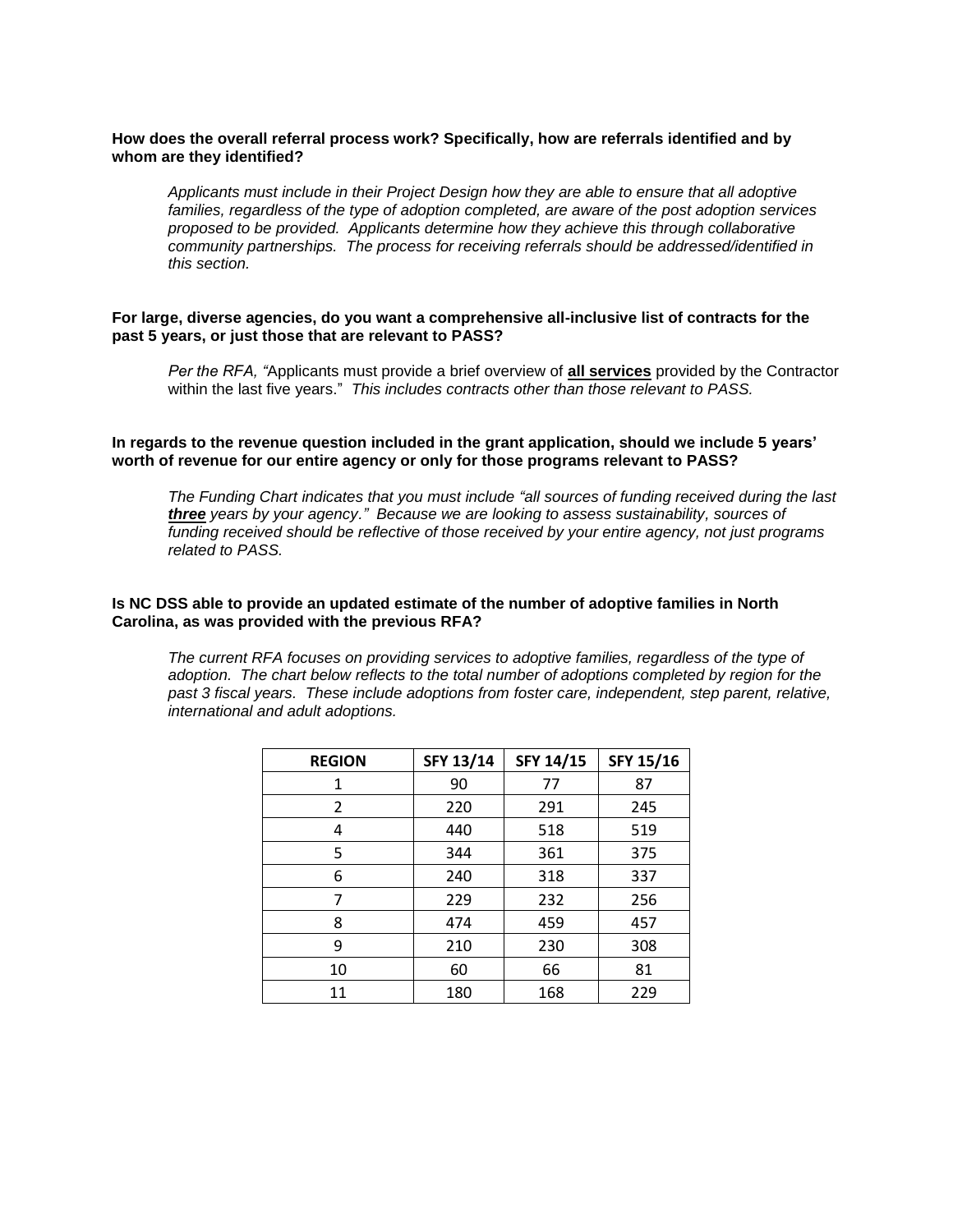**How does the overall referral process work? Specifically, how are referrals identified and by whom are they identified?**

*Applicants must include in their Project Design how they are able to ensure that all adoptive families, regardless of the type of adoption completed, are aware of the post adoption services proposed to be provided. Applicants determine how they achieve this through collaborative community partnerships. The process for receiving referrals should be addressed/identified in this section.*

**For large, diverse agencies, do you want a comprehensive all-inclusive list of contracts for the past 5 years, or just those that are relevant to PASS?**

*Per the RFA, "*Applicants must provide a brief overview of **all services** provided by the Contractor within the last five years." *This includes contracts other than those relevant to PASS.*

**In regards to the revenue question included in the grant application, should we include 5 years' worth of revenue for our entire agency or only for those programs relevant to PASS?**

*The Funding Chart indicates that you must include "all sources of funding received during the last* ***three*** *years by your agency." Because we are looking to assess sustainability, sources of funding received should be reflective of those received by your entire agency, not just programs related to PASS.*

**Is NC DSS able to provide an updated estimate of the number of adoptive families in North Carolina, as was provided with the previous RFA?**

*The current RFA focuses on providing services to adoptive families, regardless of the type of adoption. The chart below reflects to the total number of adoptions completed by region for the past 3 fiscal years. These include adoptions from foster care, independent, step parent, relative, international and adult adoptions.*

| REGION | SFY 13/14 | SFY 14/15 | SFY 15/16 |
|---|---|---|---|
| 1 | 90 | 77 | 87 |
| 2 | 220 | 291 | 245 |
| 4 | 440 | 518 | 519 |
| 5 | 344 | 361 | 375 |
| 6 | 240 | 318 | 337 |
| 7 | 229 | 232 | 256 |
| 8 | 474 | 459 | 457 |
| 9 | 210 | 230 | 308 |
| 10 | 60 | 66 | 81 |
| 11 | 180 | 168 | 229 |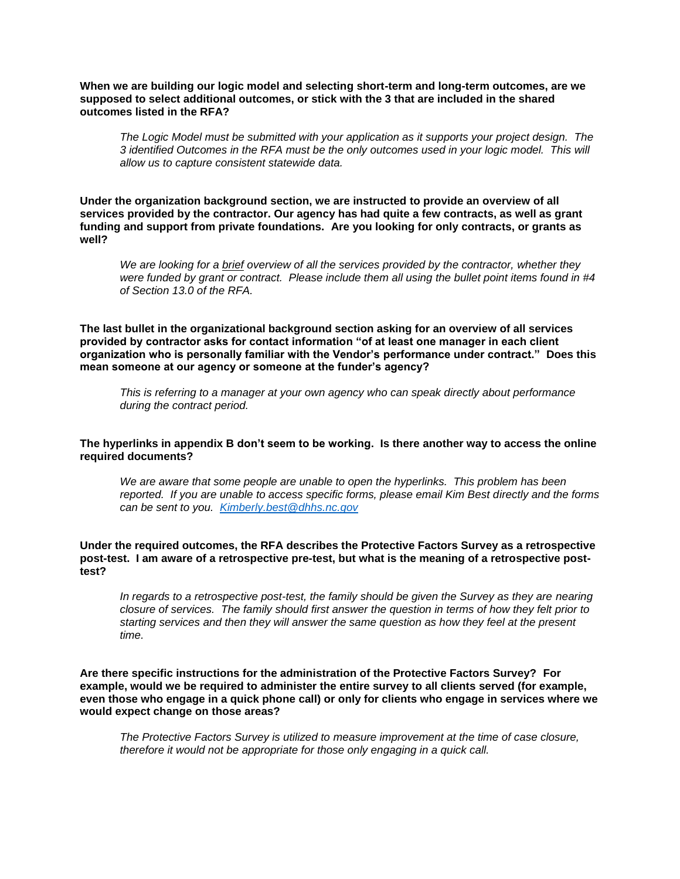**When we are building our logic model and selecting short-term and long-term outcomes, are we supposed to select additional outcomes, or stick with the 3 that are included in the shared outcomes listed in the RFA?**

> *The Logic Model must be submitted with your application as it supports your project design. The 3 identified Outcomes in the RFA must be the only outcomes used in your logic model. This will allow us to capture consistent statewide data.*

**Under the organization background section, we are instructed to provide an overview of all services provided by the contractor. Our agency has had quite a few contracts, as well as grant funding and support from private foundations. Are you looking for only contracts, or grants as well?**

> *We are looking for a <u>brief</u> overview of all the services provided by the contractor, whether they were funded by grant or contract. Please include them all using the bullet point items found in #4 of Section 13.0 of the RFA.*

**The last bullet in the organizational background section asking for an overview of all services provided by contractor asks for contact information "of at least one manager in each client organization who is personally familiar with the Vendor's performance under contract." Does this mean someone at our agency or someone at the funder's agency?**

> *This is referring to a manager at your own agency who can speak directly about performance during the contract period.*

**The hyperlinks in appendix B don't seem to be working. Is there another way to access the online required documents?**

> *We are aware that some people are unable to open the hyperlinks. This problem has been reported. If you are unable to access specific forms, please email Kim Best directly and the forms can be sent to you. [Kimberly.best@dhhs.nc.gov](mailto:Kimberly.best@dhhs.nc.gov)*

**Under the required outcomes, the RFA describes the Protective Factors Survey as a retrospective post-test. I am aware of a retrospective pre-test, but what is the meaning of a retrospective post-test?**

> *In regards to a retrospective post-test, the family should be given the Survey as they are nearing closure of services. The family should first answer the question in terms of how they felt prior to starting services and then they will answer the same question as how they feel at the present time.*

**Are there specific instructions for the administration of the Protective Factors Survey? For example, would we be required to administer the entire survey to all clients served (for example, even those who engage in a quick phone call) or only for clients who engage in services where we would expect change on those areas?**

> *The Protective Factors Survey is utilized to measure improvement at the time of case closure, therefore it would not be appropriate for those only engaging in a quick call.*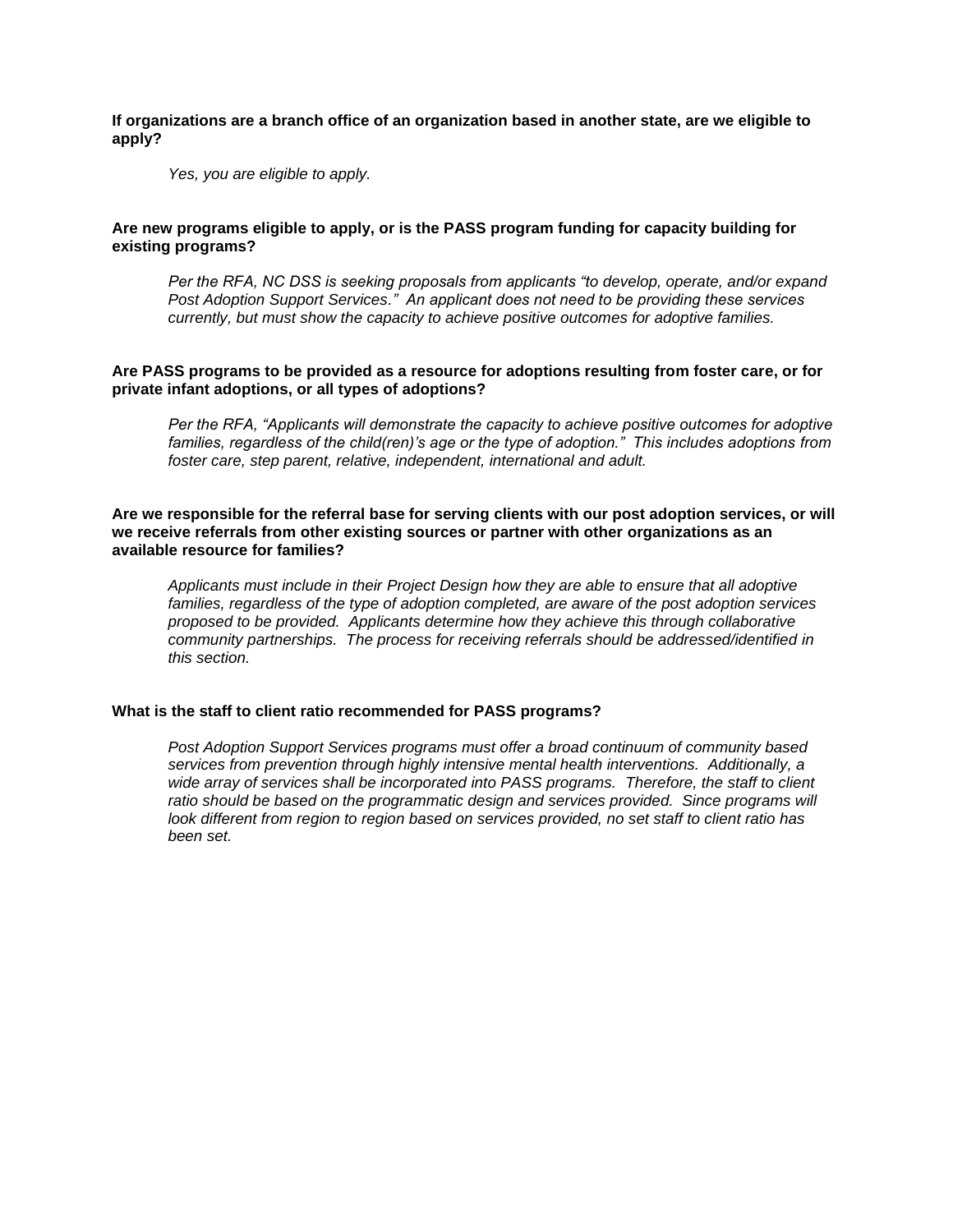**If organizations are a branch office of an organization based in another state, are we eligible to apply?**

*Yes, you are eligible to apply.*

**Are new programs eligible to apply, or is the PASS program funding for capacity building for existing programs?**

*Per the RFA, NC DSS is seeking proposals from applicants "to develop, operate, and/or expand Post Adoption Support Services." An applicant does not need to be providing these services currently, but must show the capacity to achieve positive outcomes for adoptive families.*

**Are PASS programs to be provided as a resource for adoptions resulting from foster care, or for private infant adoptions, or all types of adoptions?**

*Per the RFA, "Applicants will demonstrate the capacity to achieve positive outcomes for adoptive families, regardless of the child(ren)'s age or the type of adoption." This includes adoptions from foster care, step parent, relative, independent, international and adult.*

**Are we responsible for the referral base for serving clients with our post adoption services, or will we receive referrals from other existing sources or partner with other organizations as an available resource for families?**

*Applicants must include in their Project Design how they are able to ensure that all adoptive families, regardless of the type of adoption completed, are aware of the post adoption services proposed to be provided. Applicants determine how they achieve this through collaborative community partnerships. The process for receiving referrals should be addressed/identified in this section.*

**What is the staff to client ratio recommended for PASS programs?**

*Post Adoption Support Services programs must offer a broad continuum of community based services from prevention through highly intensive mental health interventions. Additionally, a wide array of services shall be incorporated into PASS programs. Therefore, the staff to client ratio should be based on the programmatic design and services provided. Since programs will look different from region to region based on services provided, no set staff to client ratio has been set.*